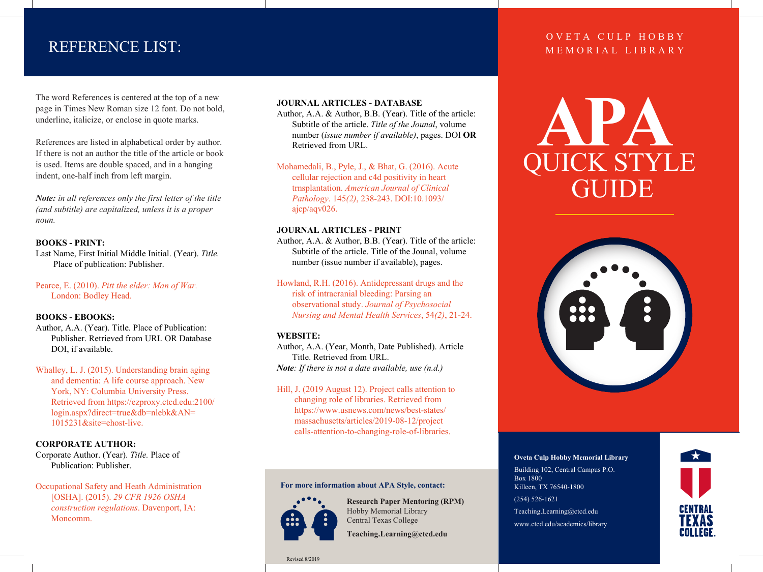# REFERENCE LIST:

The word References is centered at the top of a new page in Times New Roman size 12 font. Do not bold, underline, italicize, or enclose in quote marks.

References are listed in alphabetical order by author. If there is not an author the title of the article or book is used. Items are double spaced, and in a hanging indent, one-half inch from left margin.

***Note:*** *in all references only the first letter of the title (and subtitle) are capitalized, unless it is a proper noun.*

**BOOKS - PRINT:**

Last Name, First Initial Middle Initial. (Year). *Title.* Place of publication: Publisher.

Pearce, E. (2010). *Pitt the elder: Man of War.* London: Bodley Head.

**BOOKS - EBOOKS:**

Author, A.A. (Year). Title. Place of Publication: Publisher. Retrieved from URL OR Database DOI, if available.

Whalley, L. J. (2015). Understanding brain aging and dementia: A life course approach. New York, NY: Columbia University Press. Retrieved from https://ezproxy.ctcd.edu:2100/login.aspx?direct=true&db=nlebk&AN=1015231&site=ehost-live.

**CORPORATE AUTHOR:**

Corporate Author. (Year). *Title.* Place of Publication: Publisher.

Occupational Safety and Heath Administration [OSHA]. (2015). *29 CFR 1926 OSHA construction regulations*. Davenport, IA: Moncomm.

**JOURNAL ARTICLES - DATABASE**

Author, A.A. & Author, B.B. (Year). Title of the article: Subtitle of the article. *Title of the Jounal*, volume number (*issue number if available)*, pages. DOI **OR** Retrieved from URL.

Mohamedali, B., Pyle, J., & Bhat, G. (2016). Acute cellular rejection and c4d positivity in heart trnsplantation. *American Journal of Clinical Pathology*. 145*(2)*, 238-243. DOI:10.1093/ajcp/aqv026.

**JOURNAL ARTICLES - PRINT**

Author, A.A. & Author, B.B. (Year). Title of the article: Subtitle of the article. Title of the Jounal, volume number (issue number if available), pages.

Howland, R.H. (2016). Antidepressant drugs and the risk of intracranial bleeding: Parsing an observational study. *Journal of Psychosocial Nursing and Mental Health Services*, 54*(2)*, 21-24.

**WEBSITE:**

Author, A.A. (Year, Month, Date Published). Article Title. Retrieved from URL.

***Note****: If there is not a date available, use (n.d.)*

Hill, J. (2019 August 12). Project calls attention to changing role of libraries. Retrieved from https://www.usnews.com/news/best-states/massachusetts/articles/2019-08-12/project calls-attention-to-changing-role-of-libraries.

**For more information about APA Style, contact:**

**Research Paper Mentoring (RPM)**
Hobby Memorial Library
Central Texas College
**Teaching.Learning@ctcd.edu**

Revised 8/2019

OVETA CULP HOBBY MEMORIAL LIBRARY

# APA QUICK STYLE GUIDE

**Oveta Culp Hobby Memorial Library**

Building 102, Central Campus P.O. Box 1800
Killeen, TX 76540-1800

(254) 526-1621

Teaching.Learning@ctcd.edu

www.ctcd.edu/academics/library

CENTRAL TEXAS COLLEGE.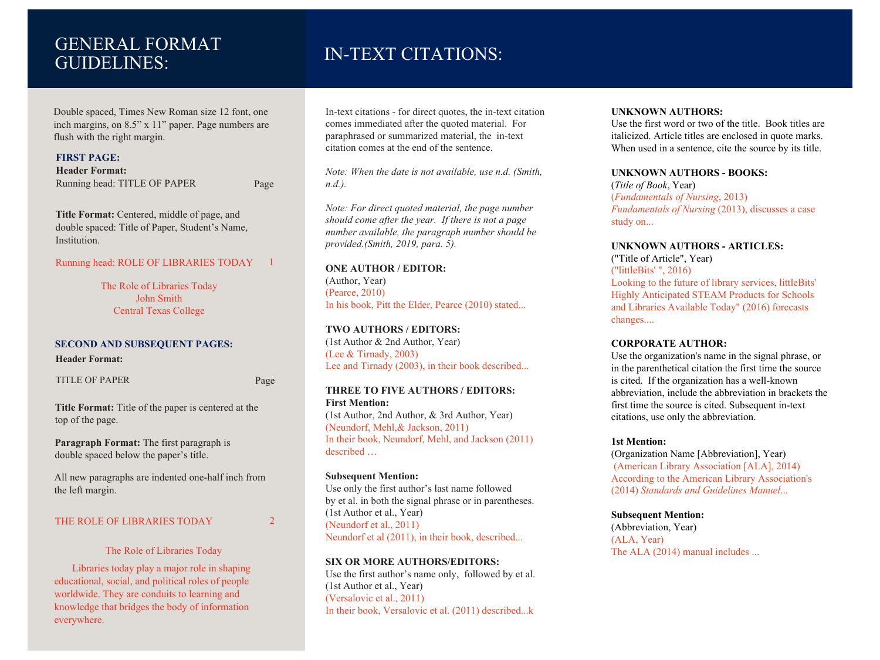# GENERAL FORMAT GUIDELINES:

Double spaced, Times New Roman size 12 font, one inch margins, on 8.5" x 11" paper. Page numbers are flush with the right margin.

**FIRST PAGE:**

**Header Format:**

Running head: TITLE OF PAPER Page

**Title Format:** Centered, middle of page, and double spaced: Title of Paper, Student's Name, Institution.

Running head: ROLE OF LIBRARIES TODAY 1

The Role of Libraries Today
John Smith
Central Texas College

**SECOND AND SUBSEQUENT PAGES:**

**Header Format:**

TITLE OF PAPER Page

**Title Format:** Title of the paper is centered at the top of the page.

**Paragraph Format:** The first paragraph is double spaced below the paper's title.

All new paragraphs are indented one-half inch from the left margin.

THE ROLE OF LIBRARIES TODAY 2

The Role of Libraries Today

Libraries today play a major role in shaping educational, social, and political roles of people worldwide. They are conduits to learning and knowledge that bridges the body of information everywhere.

# IN-TEXT CITATIONS:

In-text citations - for direct quotes, the in-text citation comes immediated after the quoted material. For paraphrased or summarized material, the in-text citation comes at the end of the sentence.

*Note: When the date is not available, use n.d. (Smith, n.d.).*

*Note: For direct quoted material, the page number should come after the year. If there is not a page number available, the paragraph number should be provided.(Smith, 2019, para. 5).*

**ONE AUTHOR / EDITOR:**

(Author, Year)

(Pearce, 2010)

In his book, Pitt the Elder, Pearce (2010) stated...

**TWO AUTHORS / EDITORS:**

(1st Author & 2nd Author, Year)

(Lee & Tirnady, 2003)

Lee and Tirnady (2003), in their book described...

**THREE TO FIVE AUTHORS / EDITORS:**

**First Mention:**

(1st Author, 2nd Author, & 3rd Author, Year)

(Neundorf, Mehl,& Jackson, 2011)

In their book, Neundorf, Mehl, and Jackson (2011) described …

**Subsequent Mention:**

Use only the first author's last name followed by et al. in both the signal phrase or in parentheses.

(1st Author et al., Year)

(Neundorf et al., 2011)

Neundorf et al (2011), in their book, described...

**SIX OR MORE AUTHORS/EDITORS:**

Use the first author's name only, followed by et al.

(1st Author et al., Year)

(Versalovic et al., 2011)

In their book, Versalovic et al. (2011) described...k

**UNKNOWN AUTHORS:**

Use the first word or two of the title. Book titles are italicized. Article titles are enclosed in quote marks. When used in a sentence, cite the source by its title.

**UNKNOWN AUTHORS - BOOKS:**

(*Title of Book*, Year)

(*Fundamentals of Nursing*, 2013)

*Fundamentals of Nursing* (2013), discusses a case study on...

**UNKNOWN AUTHORS - ARTICLES:**

("Title of Article", Year)

("littleBits' ", 2016)

Looking to the future of library services, littleBits' Highly Anticipated STEAM Products for Schools and Libraries Available Today" (2016) forecasts changes....

**CORPORATE AUTHOR:**

Use the organization's name in the signal phrase, or in the parenthetical citation the first time the source is cited. If the organization has a well-known abbreviation, include the abbreviation in brackets the first time the source is cited. Subsequent in-text citations, use only the abbreviation.

**1st Mention:**

(Organization Name [Abbreviation], Year)

(American Library Association [ALA], 2014)

According to the American Library Association's (2014) *Standards and Guidelines Manuel...*

**Subsequent Mention:**

(Abbreviation, Year)

(ALA, Year)

The ALA (2014) manual includes ...